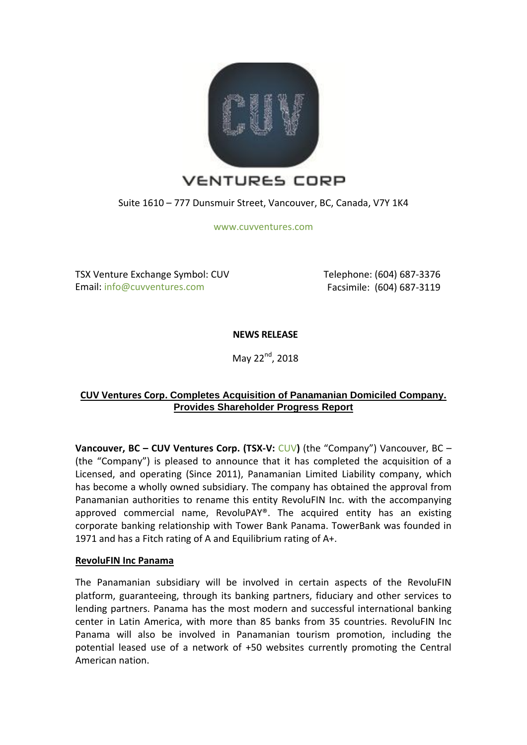VENTURES CORP

Suite 1610 – 777 Dunsmuir Street, Vancouver, BC, Canada, V7Y 1K4

www.cuvventures.com

TSX Venture Exchange Symbol: CUV
Email: info@cuvventures.com

Telephone: (604) 687-3376
Facsimile: (604) 687-3119

**NEWS RELEASE**

May 22nd, 2018

## CUV Ventures Corp. Completes Acquisition of Panamanian Domiciled Company. Provides Shareholder Progress Report

**Vancouver, BC – CUV Ventures Corp. (TSX-V: CUV)** (the "Company") Vancouver, BC – (the "Company") is pleased to announce that it has completed the acquisition of a Licensed, and operating (Since 2011), Panamanian Limited Liability company, which has become a wholly owned subsidiary. The company has obtained the approval from Panamanian authorities to rename this entity RevoluFIN Inc. with the accompanying approved commercial name, RevoluPAY®. The acquired entity has an existing corporate banking relationship with Tower Bank Panama. TowerBank was founded in 1971 and has a Fitch rating of A and Equilibrium rating of A+.

### RevoluFIN Inc Panama

The Panamanian subsidiary will be involved in certain aspects of the RevoluFIN platform, guaranteeing, through its banking partners, fiduciary and other services to lending partners. Panama has the most modern and successful international banking center in Latin America, with more than 85 banks from 35 countries. RevoluFIN Inc Panama will also be involved in Panamanian tourism promotion, including the potential leased use of a network of +50 websites currently promoting the Central American nation.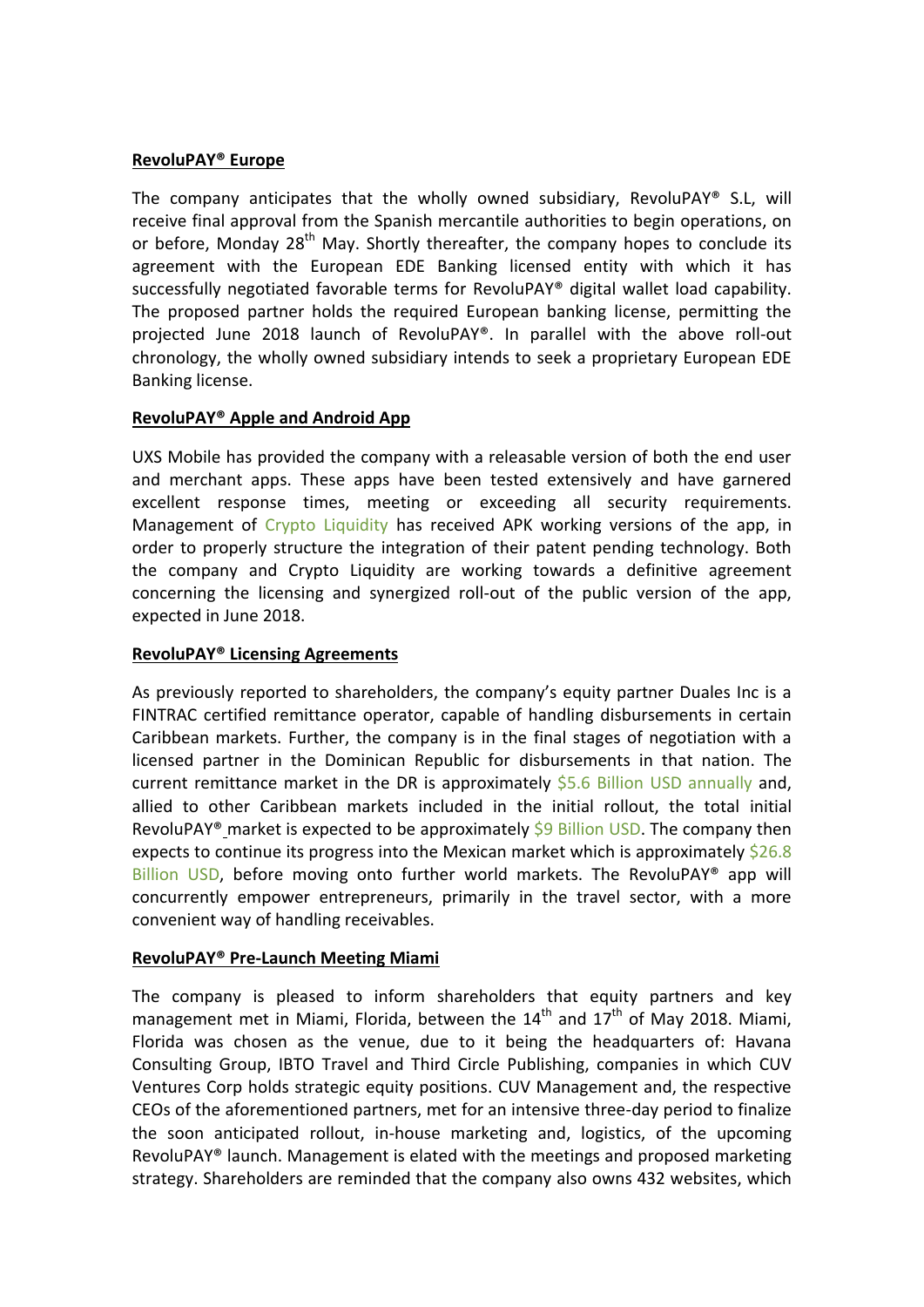**RevoluPAY® Europe**

The company anticipates that the wholly owned subsidiary, RevoluPAY® S.L, will receive final approval from the Spanish mercantile authorities to begin operations, on or before, Monday 28th May. Shortly thereafter, the company hopes to conclude its agreement with the European EDE Banking licensed entity with which it has successfully negotiated favorable terms for RevoluPAY® digital wallet load capability. The proposed partner holds the required European banking license, permitting the projected June 2018 launch of RevoluPAY®. In parallel with the above roll-out chronology, the wholly owned subsidiary intends to seek a proprietary European EDE Banking license.

**RevoluPAY® Apple and Android App**

UXS Mobile has provided the company with a releasable version of both the end user and merchant apps. These apps have been tested extensively and have garnered excellent response times, meeting or exceeding all security requirements. Management of Crypto Liquidity has received APK working versions of the app, in order to properly structure the integration of their patent pending technology. Both the company and Crypto Liquidity are working towards a definitive agreement concerning the licensing and synergized roll-out of the public version of the app, expected in June 2018.

**RevoluPAY® Licensing Agreements**

As previously reported to shareholders, the company's equity partner Duales Inc is a FINTRAC certified remittance operator, capable of handling disbursements in certain Caribbean markets. Further, the company is in the final stages of negotiation with a licensed partner in the Dominican Republic for disbursements in that nation. The current remittance market in the DR is approximately $5.6 Billion USD annually and, allied to other Caribbean markets included in the initial rollout, the total initial RevoluPAY® market is expected to be approximately $9 Billion USD. The company then expects to continue its progress into the Mexican market which is approximately $26.8 Billion USD, before moving onto further world markets. The RevoluPAY® app will concurrently empower entrepreneurs, primarily in the travel sector, with a more convenient way of handling receivables.

**RevoluPAY® Pre-Launch Meeting Miami**

The company is pleased to inform shareholders that equity partners and key management met in Miami, Florida, between the 14th and 17th of May 2018. Miami, Florida was chosen as the venue, due to it being the headquarters of: Havana Consulting Group, IBTO Travel and Third Circle Publishing, companies in which CUV Ventures Corp holds strategic equity positions. CUV Management and, the respective CEOs of the aforementioned partners, met for an intensive three-day period to finalize the soon anticipated rollout, in-house marketing and, logistics, of the upcoming RevoluPAY® launch. Management is elated with the meetings and proposed marketing strategy. Shareholders are reminded that the company also owns 432 websites, which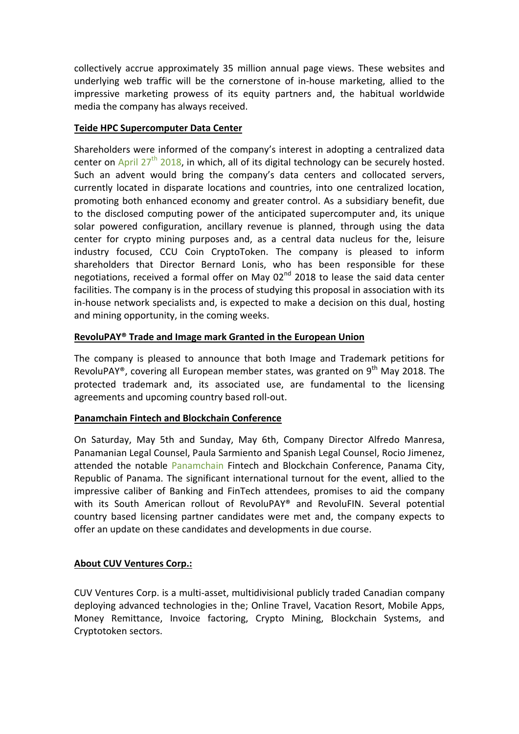collectively accrue approximately 35 million annual page views. These websites and underlying web traffic will be the cornerstone of in-house marketing, allied to the impressive marketing prowess of its equity partners and, the habitual worldwide media the company has always received.

**Teide HPC Supercomputer Data Center**

Shareholders were informed of the company's interest in adopting a centralized data center on April 27th 2018, in which, all of its digital technology can be securely hosted. Such an advent would bring the company's data centers and collocated servers, currently located in disparate locations and countries, into one centralized location, promoting both enhanced economy and greater control. As a subsidiary benefit, due to the disclosed computing power of the anticipated supercomputer and, its unique solar powered configuration, ancillary revenue is planned, through using the data center for crypto mining purposes and, as a central data nucleus for the, leisure industry focused, CCU Coin CryptoToken. The company is pleased to inform shareholders that Director Bernard Lonis, who has been responsible for these negotiations, received a formal offer on May 02nd 2018 to lease the said data center facilities. The company is in the process of studying this proposal in association with its in-house network specialists and, is expected to make a decision on this dual, hosting and mining opportunity, in the coming weeks.

**RevoluPAY® Trade and Image mark Granted in the European Union**

The company is pleased to announce that both Image and Trademark petitions for RevoluPAY®, covering all European member states, was granted on 9th May 2018. The protected trademark and, its associated use, are fundamental to the licensing agreements and upcoming country based roll-out.

**Panamchain Fintech and Blockchain Conference**

On Saturday, May 5th and Sunday, May 6th, Company Director Alfredo Manresa, Panamanian Legal Counsel, Paula Sarmiento and Spanish Legal Counsel, Rocio Jimenez, attended the notable Panamchain Fintech and Blockchain Conference, Panama City, Republic of Panama. The significant international turnout for the event, allied to the impressive caliber of Banking and FinTech attendees, promises to aid the company with its South American rollout of RevoluPAY® and RevoluFIN. Several potential country based licensing partner candidates were met and, the company expects to offer an update on these candidates and developments in due course.

**About CUV Ventures Corp.:**

CUV Ventures Corp. is a multi-asset, multidivisional publicly traded Canadian company deploying advanced technologies in the; Online Travel, Vacation Resort, Mobile Apps, Money Remittance, Invoice factoring, Crypto Mining, Blockchain Systems, and Cryptotoken sectors.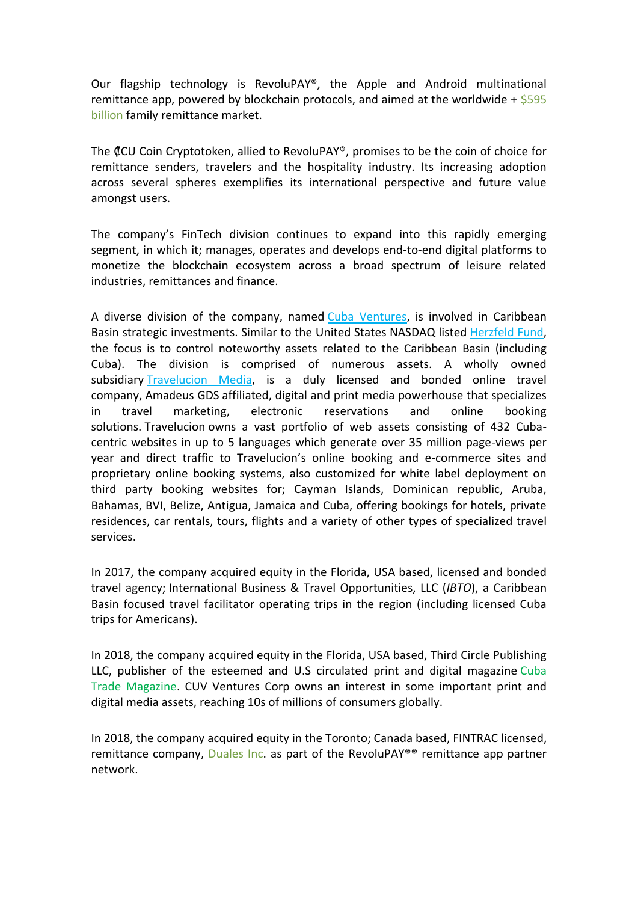Our flagship technology is RevoluPAY®, the Apple and Android multinational remittance app, powered by blockchain protocols, and aimed at the worldwide + $595 billion family remittance market.

The ₵CU Coin Cryptotoken, allied to RevoluPAY®, promises to be the coin of choice for remittance senders, travelers and the hospitality industry. Its increasing adoption across several spheres exemplifies its international perspective and future value amongst users.

The company's FinTech division continues to expand into this rapidly emerging segment, in which it; manages, operates and develops end-to-end digital platforms to monetize the blockchain ecosystem across a broad spectrum of leisure related industries, remittances and finance.

A diverse division of the company, named Cuba Ventures, is involved in Caribbean Basin strategic investments. Similar to the United States NASDAQ listed Herzfeld Fund, the focus is to control noteworthy assets related to the Caribbean Basin (including Cuba). The division is comprised of numerous assets. A wholly owned subsidiary Travelucion Media, is a duly licensed and bonded online travel company, Amadeus GDS affiliated, digital and print media powerhouse that specializes in travel marketing, electronic reservations and online booking solutions. Travelucion owns a vast portfolio of web assets consisting of 432 Cuba-centric websites in up to 5 languages which generate over 35 million page-views per year and direct traffic to Travelucion's online booking and e-commerce sites and proprietary online booking systems, also customized for white label deployment on third party booking websites for; Cayman Islands, Dominican republic, Aruba, Bahamas, BVI, Belize, Antigua, Jamaica and Cuba, offering bookings for hotels, private residences, car rentals, tours, flights and a variety of other types of specialized travel services.

In 2017, the company acquired equity in the Florida, USA based, licensed and bonded travel agency; International Business & Travel Opportunities, LLC (*IBTO*), a Caribbean Basin focused travel facilitator operating trips in the region (including licensed Cuba trips for Americans).

In 2018, the company acquired equity in the Florida, USA based, Third Circle Publishing LLC, publisher of the esteemed and U.S circulated print and digital magazine Cuba Trade Magazine. CUV Ventures Corp owns an interest in some important print and digital media assets, reaching 10s of millions of consumers globally.

In 2018, the company acquired equity in the Toronto; Canada based, FINTRAC licensed, remittance company, Duales Inc. as part of the RevoluPAY®® remittance app partner network.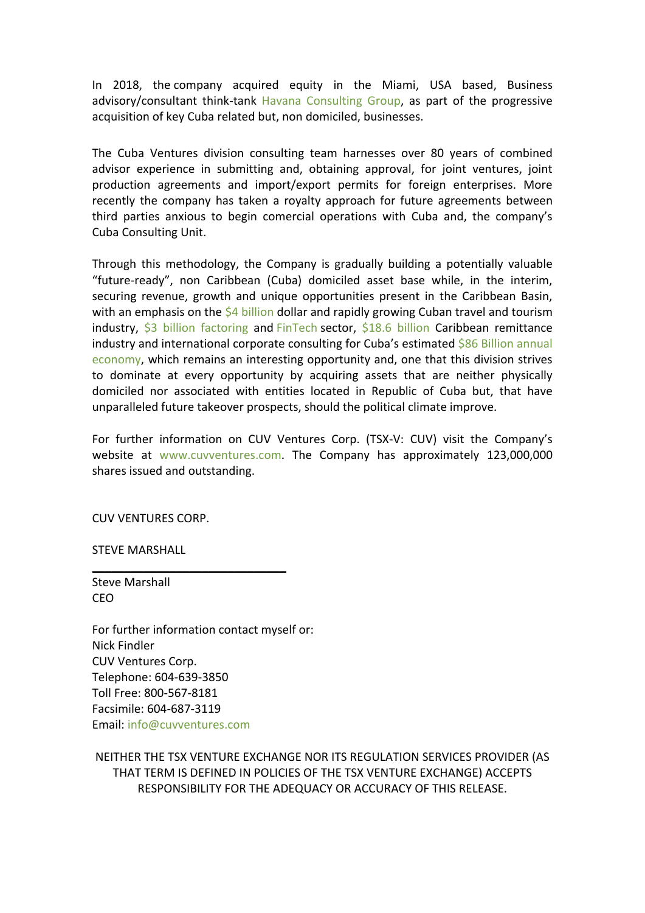In 2018, the company acquired equity in the Miami, USA based, Business advisory/consultant think-tank Havana Consulting Group, as part of the progressive acquisition of key Cuba related but, non domiciled, businesses.

The Cuba Ventures division consulting team harnesses over 80 years of combined advisor experience in submitting and, obtaining approval, for joint ventures, joint production agreements and import/export permits for foreign enterprises. More recently the company has taken a royalty approach for future agreements between third parties anxious to begin comercial operations with Cuba and, the company's Cuba Consulting Unit.

Through this methodology, the Company is gradually building a potentially valuable "future-ready", non Caribbean (Cuba) domiciled asset base while, in the interim, securing revenue, growth and unique opportunities present in the Caribbean Basin, with an emphasis on the $4 billion dollar and rapidly growing Cuban travel and tourism industry, $3 billion factoring and FinTech sector, $18.6 billion Caribbean remittance industry and international corporate consulting for Cuba's estimated $86 Billion annual economy, which remains an interesting opportunity and, one that this division strives to dominate at every opportunity by acquiring assets that are neither physically domiciled nor associated with entities located in Republic of Cuba but, that have unparalleled future takeover prospects, should the political climate improve.

For further information on CUV Ventures Corp. (TSX-V: CUV) visit the Company's website at www.cuvventures.com. The Company has approximately 123,000,000 shares issued and outstanding.

CUV VENTURES CORP.

STEVE MARSHALL

\_\_\_\_\_\_\_\_\_\_\_\_\_\_\_\_\_\_\_\_\_\_\_\_\_\_\_\_\_\_

Steve Marshall
CEO

For further information contact myself or:
Nick Findler
CUV Ventures Corp.
Telephone: 604-639-3850
Toll Free: 800-567-8181
Facsimile: 604-687-3119
Email: info@cuvventures.com

NEITHER THE TSX VENTURE EXCHANGE NOR ITS REGULATION SERVICES PROVIDER (AS THAT TERM IS DEFINED IN POLICIES OF THE TSX VENTURE EXCHANGE) ACCEPTS RESPONSIBILITY FOR THE ADEQUACY OR ACCURACY OF THIS RELEASE.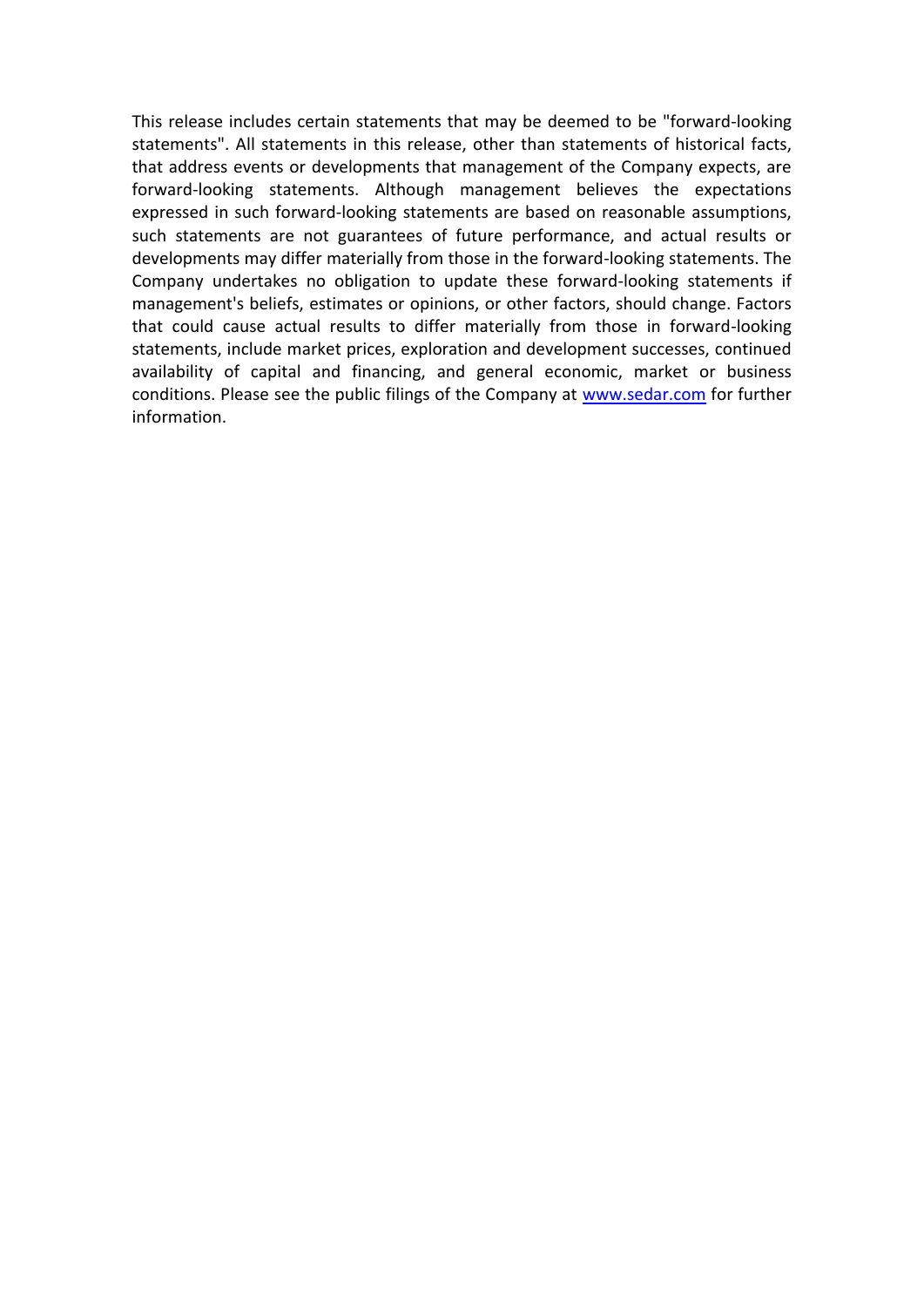This release includes certain statements that may be deemed to be "forward-looking statements". All statements in this release, other than statements of historical facts, that address events or developments that management of the Company expects, are forward-looking statements. Although management believes the expectations expressed in such forward-looking statements are based on reasonable assumptions, such statements are not guarantees of future performance, and actual results or developments may differ materially from those in the forward-looking statements. The Company undertakes no obligation to update these forward-looking statements if management's beliefs, estimates or opinions, or other factors, should change. Factors that could cause actual results to differ materially from those in forward-looking statements, include market prices, exploration and development successes, continued availability of capital and financing, and general economic, market or business conditions. Please see the public filings of the Company at www.sedar.com for further information.